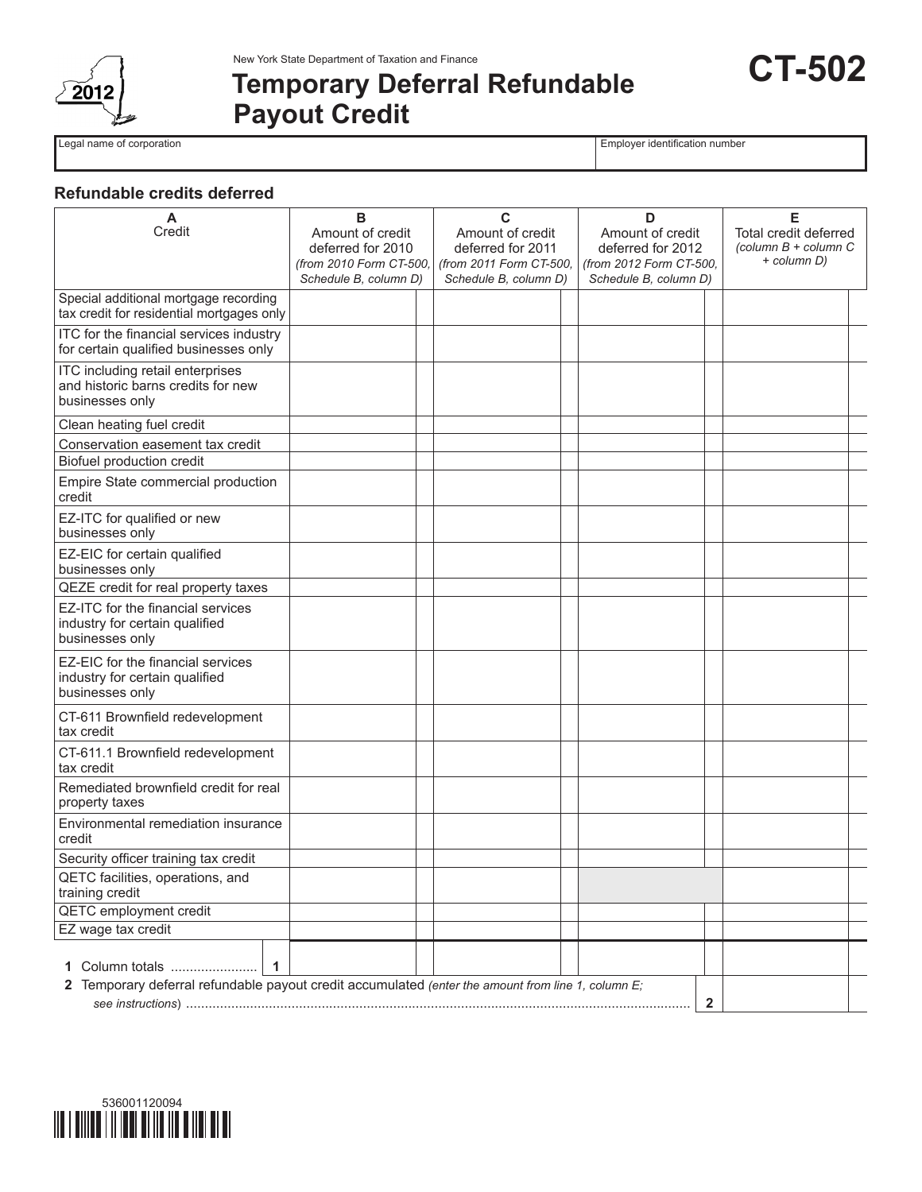New York State Department of Taxation and Finance

# Temporary Deferral Refundable Payout Credit

**CT-502**

2012

| Legal name of corporation | Employer identification number |
|---|---|
| | |

## Refundable credits deferred

| A<br>Credit | B<br>Amount of credit deferred for 2010 *(from 2010 Form CT-500, Schedule B, column D)* | C<br>Amount of credit deferred for 2011 *(from 2011 Form CT-500, Schedule B, column D)* | D<br>Amount of credit deferred for 2012 *(from 2012 Form CT-500, Schedule B, column D)* | E<br>Total credit deferred *(column B + column C + column D)* |
|---|---|---|---|---|
| Special additional mortgage recording tax credit for residential mortgages only | | | | |
| ITC for the financial services industry for certain qualified businesses only | | | | |
| ITC including retail enterprises and historic barns credits for new businesses only | | | | |
| Clean heating fuel credit | | | | |
| Conservation easement tax credit | | | | |
| Biofuel production credit | | | | |
| Empire State commercial production credit | | | | |
| EZ-ITC for qualified or new businesses only | | | | |
| EZ-EIC for certain qualified businesses only | | | | |
| QEZE credit for real property taxes | | | | |
| EZ-ITC for the financial services industry for certain qualified businesses only | | | | |
| EZ-EIC for the financial services industry for certain qualified businesses only | | | | |
| CT-611 Brownfield redevelopment tax credit | | | | |
| CT-611.1 Brownfield redevelopment tax credit | | | | |
| Remediated brownfield credit for real property taxes | | | | |
| Environmental remediation insurance credit | | | | |
| Security officer training tax credit | | | | |
| QETC facilities, operations, and training credit | | | | |
| QETC employment credit | | | | |
| EZ wage tax credit | | | | |
| **1** Column totals ....................... **1** | | | | |

**2** Temporary deferral refundable payout credit accumulated *(enter the amount from line 1, column E; see instructions)* ........ **2**

536001120094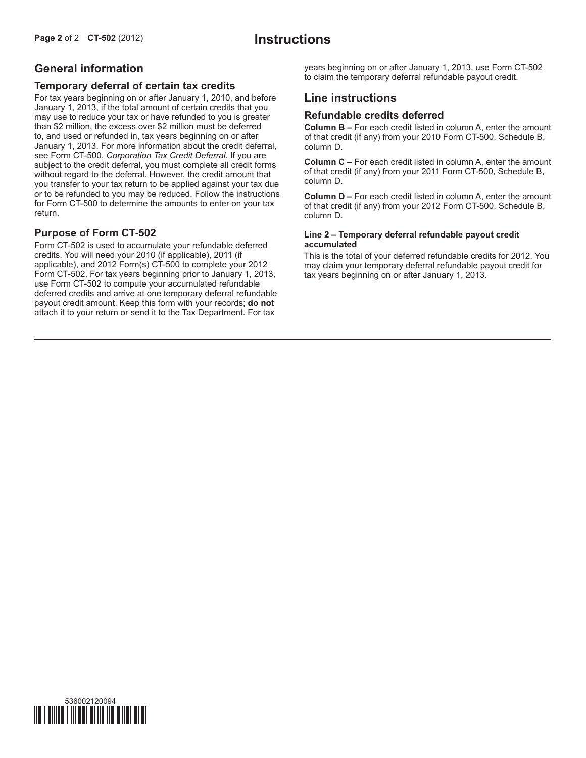# Instructions

## General information

### Temporary deferral of certain tax credits

For tax years beginning on or after January 1, 2010, and before January 1, 2013, if the total amount of certain credits that you may use to reduce your tax or have refunded to you is greater than $2 million, the excess over $2 million must be deferred to, and used or refunded in, tax years beginning on or after January 1, 2013. For more information about the credit deferral, see Form CT-500, *Corporation Tax Credit Deferral*. If you are subject to the credit deferral, you must complete all credit forms without regard to the deferral. However, the credit amount that you transfer to your tax return to be applied against your tax due or to be refunded to you may be reduced. Follow the instructions for Form CT-500 to determine the amounts to enter on your tax return.

### Purpose of Form CT-502

Form CT-502 is used to accumulate your refundable deferred credits. You will need your 2010 (if applicable), 2011 (if applicable), and 2012 Form(s) CT-500 to complete your 2012 Form CT-502. For tax years beginning prior to January 1, 2013, use Form CT-502 to compute your accumulated refundable deferred credits and arrive at one temporary deferral refundable payout credit amount. Keep this form with your records; **do not** attach it to your return or send it to the Tax Department. For tax years beginning on or after January 1, 2013, use Form CT-502 to claim the temporary deferral refundable payout credit.

## Line instructions

### Refundable credits deferred

**Column B –** For each credit listed in column A, enter the amount of that credit (if any) from your 2010 Form CT-500, Schedule B, column D.

**Column C –** For each credit listed in column A, enter the amount of that credit (if any) from your 2011 Form CT-500, Schedule B, column D.

**Column D –** For each credit listed in column A, enter the amount of that credit (if any) from your 2012 Form CT-500, Schedule B, column D.

**Line 2 – Temporary deferral refundable payout credit accumulated**

This is the total of your deferred refundable credits for 2012. You may claim your temporary deferral refundable payout credit for tax years beginning on or after January 1, 2013.

536002120094